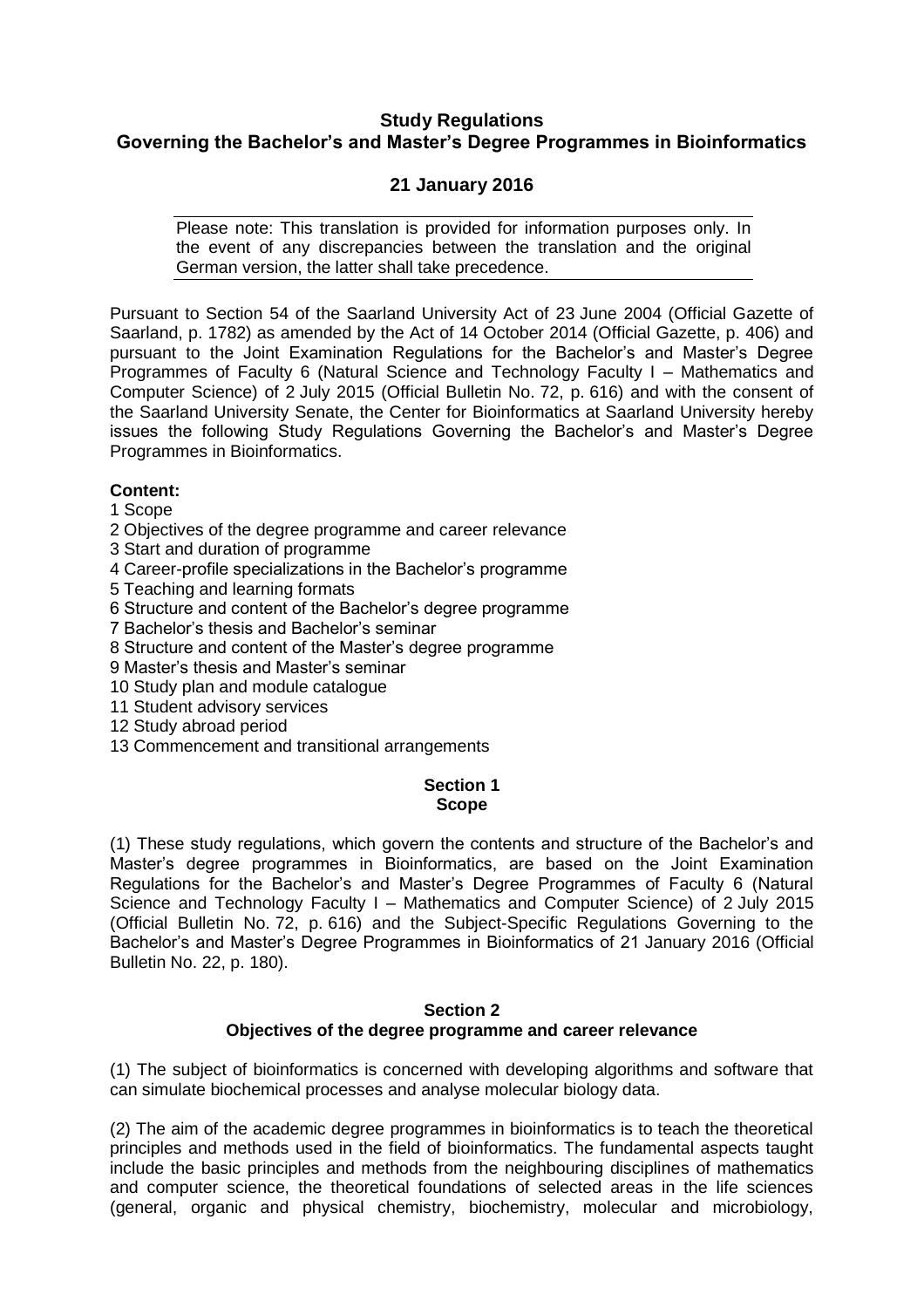# Study Regulations
# Governing the Bachelor's and Master's Degree Programmes in Bioinformatics

## 21 January 2016

Please note: This translation is provided for information purposes only. In the event of any discrepancies between the translation and the original German version, the latter shall take precedence.

Pursuant to Section 54 of the Saarland University Act of 23 June 2004 (Official Gazette of Saarland, p. 1782) as amended by the Act of 14 October 2014 (Official Gazette, p. 406) and pursuant to the Joint Examination Regulations for the Bachelor's and Master's Degree Programmes of Faculty 6 (Natural Science and Technology Faculty I – Mathematics and Computer Science) of 2 July 2015 (Official Bulletin No. 72, p. 616) and with the consent of the Saarland University Senate, the Center for Bioinformatics at Saarland University hereby issues the following Study Regulations Governing the Bachelor's and Master's Degree Programmes in Bioinformatics.

**Content:**

1 Scope
2 Objectives of the degree programme and career relevance
3 Start and duration of programme
4 Career-profile specializations in the Bachelor's programme
5 Teaching and learning formats
6 Structure and content of the Bachelor's degree programme
7 Bachelor's thesis and Bachelor's seminar
8 Structure and content of the Master's degree programme
9 Master's thesis and Master's seminar
10 Study plan and module catalogue
11 Student advisory services
12 Study abroad period
13 Commencement and transitional arrangements

### Section 1
### Scope

(1) These study regulations, which govern the contents and structure of the Bachelor's and Master's degree programmes in Bioinformatics, are based on the Joint Examination Regulations for the Bachelor's and Master's Degree Programmes of Faculty 6 (Natural Science and Technology Faculty I – Mathematics and Computer Science) of 2 July 2015 (Official Bulletin No. 72, p. 616) and the Subject-Specific Regulations Governing to the Bachelor's and Master's Degree Programmes in Bioinformatics of 21 January 2016 (Official Bulletin No. 22, p. 180).

### Section 2
### Objectives of the degree programme and career relevance

(1) The subject of bioinformatics is concerned with developing algorithms and software that can simulate biochemical processes and analyse molecular biology data.

(2) The aim of the academic degree programmes in bioinformatics is to teach the theoretical principles and methods used in the field of bioinformatics. The fundamental aspects taught include the basic principles and methods from the neighbouring disciplines of mathematics and computer science, the theoretical foundations of selected areas in the life sciences (general, organic and physical chemistry, biochemistry, molecular and microbiology,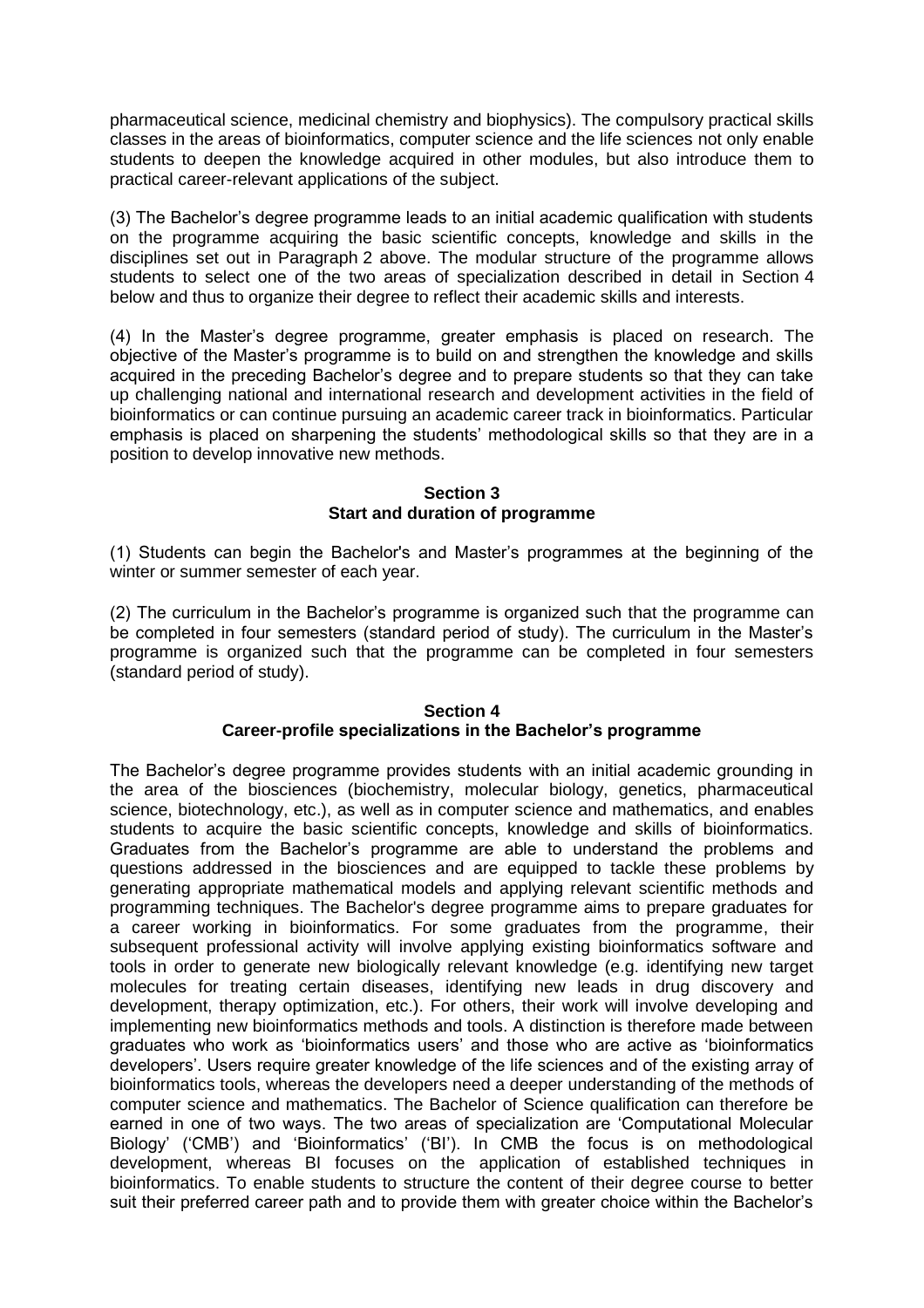pharmaceutical science, medicinal chemistry and biophysics). The compulsory practical skills classes in the areas of bioinformatics, computer science and the life sciences not only enable students to deepen the knowledge acquired in other modules, but also introduce them to practical career-relevant applications of the subject.

(3) The Bachelor's degree programme leads to an initial academic qualification with students on the programme acquiring the basic scientific concepts, knowledge and skills in the disciplines set out in Paragraph 2 above. The modular structure of the programme allows students to select one of the two areas of specialization described in detail in Section 4 below and thus to organize their degree to reflect their academic skills and interests.

(4) In the Master's degree programme, greater emphasis is placed on research. The objective of the Master's programme is to build on and strengthen the knowledge and skills acquired in the preceding Bachelor's degree and to prepare students so that they can take up challenging national and international research and development activities in the field of bioinformatics or can continue pursuing an academic career track in bioinformatics. Particular emphasis is placed on sharpening the students' methodological skills so that they are in a position to develop innovative new methods.

**Section 3**
**Start and duration of programme**

(1) Students can begin the Bachelor's and Master's programmes at the beginning of the winter or summer semester of each year.

(2) The curriculum in the Bachelor's programme is organized such that the programme can be completed in four semesters (standard period of study). The curriculum in the Master's programme is organized such that the programme can be completed in four semesters (standard period of study).

**Section 4**
**Career-profile specializations in the Bachelor's programme**

The Bachelor's degree programme provides students with an initial academic grounding in the area of the biosciences (biochemistry, molecular biology, genetics, pharmaceutical science, biotechnology, etc.), as well as in computer science and mathematics, and enables students to acquire the basic scientific concepts, knowledge and skills of bioinformatics. Graduates from the Bachelor's programme are able to understand the problems and questions addressed in the biosciences and are equipped to tackle these problems by generating appropriate mathematical models and applying relevant scientific methods and programming techniques. The Bachelor's degree programme aims to prepare graduates for a career working in bioinformatics. For some graduates from the programme, their subsequent professional activity will involve applying existing bioinformatics software and tools in order to generate new biologically relevant knowledge (e.g. identifying new target molecules for treating certain diseases, identifying new leads in drug discovery and development, therapy optimization, etc.). For others, their work will involve developing and implementing new bioinformatics methods and tools. A distinction is therefore made between graduates who work as 'bioinformatics users' and those who are active as 'bioinformatics developers'. Users require greater knowledge of the life sciences and of the existing array of bioinformatics tools, whereas the developers need a deeper understanding of the methods of computer science and mathematics. The Bachelor of Science qualification can therefore be earned in one of two ways. The two areas of specialization are 'Computational Molecular Biology' ('CMB') and 'Bioinformatics' ('BI'). In CMB the focus is on methodological development, whereas BI focuses on the application of established techniques in bioinformatics. To enable students to structure the content of their degree course to better suit their preferred career path and to provide them with greater choice within the Bachelor's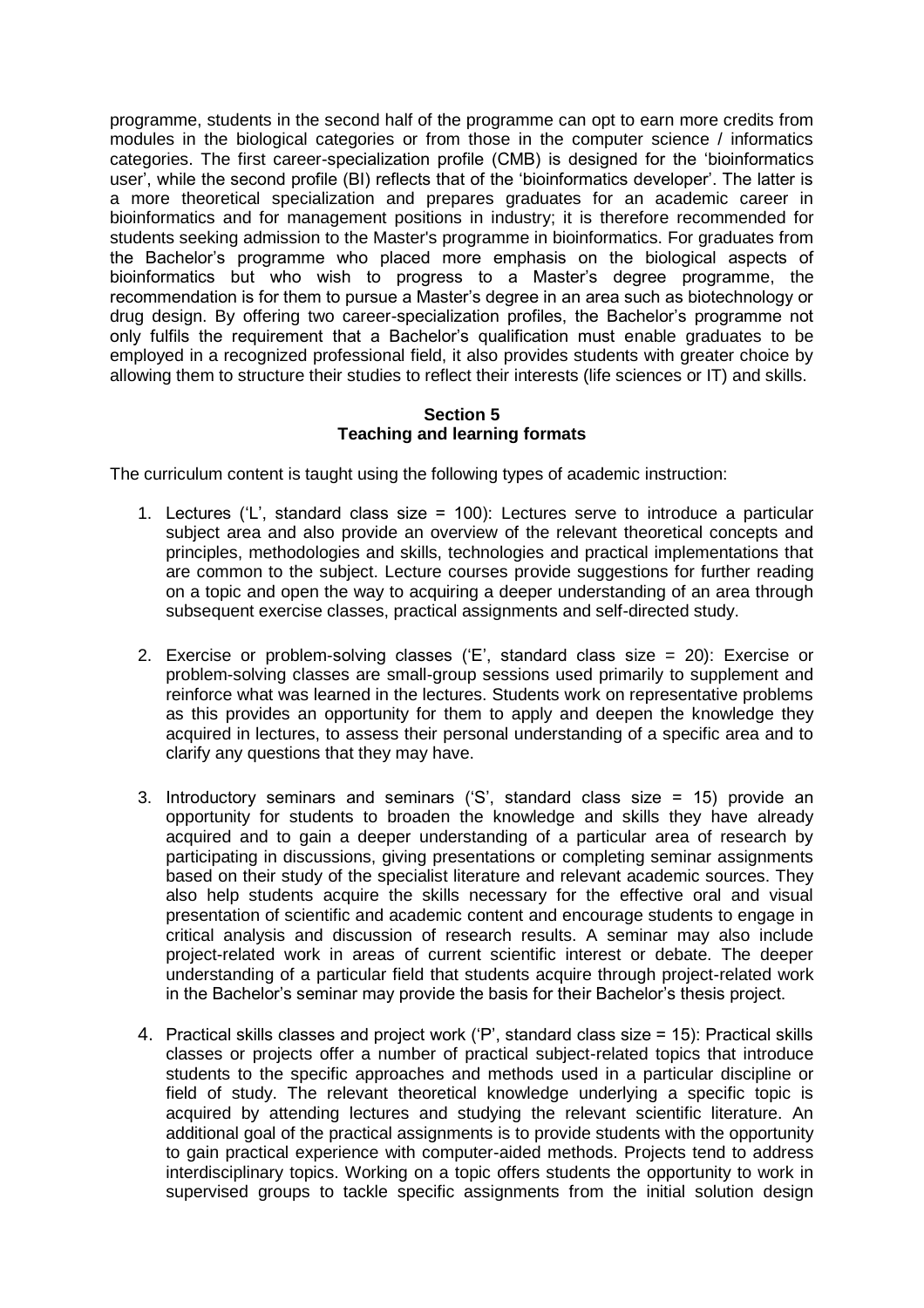programme, students in the second half of the programme can opt to earn more credits from modules in the biological categories or from those in the computer science / informatics categories. The first career-specialization profile (CMB) is designed for the 'bioinformatics user', while the second profile (BI) reflects that of the 'bioinformatics developer'. The latter is a more theoretical specialization and prepares graduates for an academic career in bioinformatics and for management positions in industry; it is therefore recommended for students seeking admission to the Master's programme in bioinformatics. For graduates from the Bachelor's programme who placed more emphasis on the biological aspects of bioinformatics but who wish to progress to a Master's degree programme, the recommendation is for them to pursue a Master's degree in an area such as biotechnology or drug design. By offering two career-specialization profiles, the Bachelor's programme not only fulfils the requirement that a Bachelor's qualification must enable graduates to be employed in a recognized professional field, it also provides students with greater choice by allowing them to structure their studies to reflect their interests (life sciences or IT) and skills.

## Section 5
## Teaching and learning formats

The curriculum content is taught using the following types of academic instruction:

1. Lectures ('L', standard class size = 100): Lectures serve to introduce a particular subject area and also provide an overview of the relevant theoretical concepts and principles, methodologies and skills, technologies and practical implementations that are common to the subject. Lecture courses provide suggestions for further reading on a topic and open the way to acquiring a deeper understanding of an area through subsequent exercise classes, practical assignments and self-directed study.

2. Exercise or problem-solving classes ('E', standard class size = 20): Exercise or problem-solving classes are small-group sessions used primarily to supplement and reinforce what was learned in the lectures. Students work on representative problems as this provides an opportunity for them to apply and deepen the knowledge they acquired in lectures, to assess their personal understanding of a specific area and to clarify any questions that they may have.

3. Introductory seminars and seminars ('S', standard class size = 15) provide an opportunity for students to broaden the knowledge and skills they have already acquired and to gain a deeper understanding of a particular area of research by participating in discussions, giving presentations or completing seminar assignments based on their study of the specialist literature and relevant academic sources. They also help students acquire the skills necessary for the effective oral and visual presentation of scientific and academic content and encourage students to engage in critical analysis and discussion of research results. A seminar may also include project-related work in areas of current scientific interest or debate. The deeper understanding of a particular field that students acquire through project-related work in the Bachelor's seminar may provide the basis for their Bachelor's thesis project.

4. Practical skills classes and project work ('P', standard class size = 15): Practical skills classes or projects offer a number of practical subject-related topics that introduce students to the specific approaches and methods used in a particular discipline or field of study. The relevant theoretical knowledge underlying a specific topic is acquired by attending lectures and studying the relevant scientific literature. An additional goal of the practical assignments is to provide students with the opportunity to gain practical experience with computer-aided methods. Projects tend to address interdisciplinary topics. Working on a topic offers students the opportunity to work in supervised groups to tackle specific assignments from the initial solution design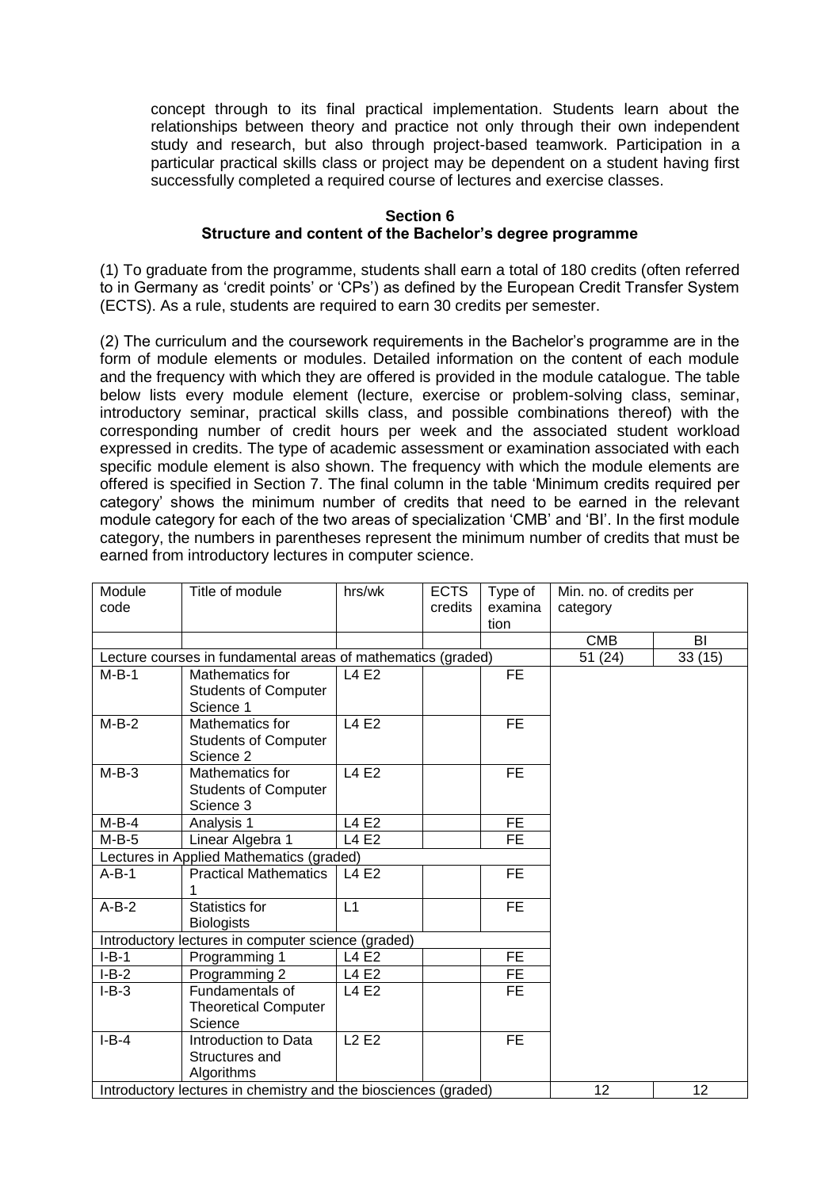concept through to its final practical implementation. Students learn about the relationships between theory and practice not only through their own independent study and research, but also through project-based teamwork. Participation in a particular practical skills class or project may be dependent on a student having first successfully completed a required course of lectures and exercise classes.

## Section 6
## Structure and content of the Bachelor's degree programme

(1) To graduate from the programme, students shall earn a total of 180 credits (often referred to in Germany as 'credit points' or 'CPs') as defined by the European Credit Transfer System (ECTS). As a rule, students are required to earn 30 credits per semester.

(2) The curriculum and the coursework requirements in the Bachelor's programme are in the form of module elements or modules. Detailed information on the content of each module and the frequency with which they are offered is provided in the module catalogue. The table below lists every module element (lecture, exercise or problem-solving class, seminar, introductory seminar, practical skills class, and possible combinations thereof) with the corresponding number of credit hours per week and the associated student workload expressed in credits. The type of academic assessment or examination associated with each specific module element is also shown. The frequency with which the module elements are offered is specified in Section 7. The final column in the table 'Minimum credits required per category' shows the minimum number of credits that need to be earned in the relevant module category for each of the two areas of specialization 'CMB' and 'BI'. In the first module category, the numbers in parentheses represent the minimum number of credits that must be earned from introductory lectures in computer science.

| Module code | Title of module | hrs/wk | ECTS credits | Type of examination | Min. no. of credits per category | |
|---|---|---|---|---|---|---|
| | | | | | CMB | BI |
| Lecture courses in fundamental areas of mathematics (graded) | | | | | 51 (24) | 33 (15) |
| M-B-1 | Mathematics for Students of Computer Science 1 | L4 E2 | | FE | | |
| M-B-2 | Mathematics for Students of Computer Science 2 | L4 E2 | | FE | | |
| M-B-3 | Mathematics for Students of Computer Science 3 | L4 E2 | | FE | | |
| M-B-4 | Analysis 1 | L4 E2 | | FE | | |
| M-B-5 | Linear Algebra 1 | L4 E2 | | FE | | |
| Lectures in Applied Mathematics (graded) | | | | | | |
| A-B-1 | Practical Mathematics 1 | L4 E2 | | FE | | |
| A-B-2 | Statistics for Biologists | L1 | | FE | | |
| Introductory lectures in computer science (graded) | | | | | | |
| I-B-1 | Programming 1 | L4 E2 | | FE | | |
| I-B-2 | Programming 2 | L4 E2 | | FE | | |
| I-B-3 | Fundamentals of Theoretical Computer Science | L4 E2 | | FE | | |
| I-B-4 | Introduction to Data Structures and Algorithms | L2 E2 | | FE | | |
| Introductory lectures in chemistry and the biosciences (graded) | | | | | 12 | 12 |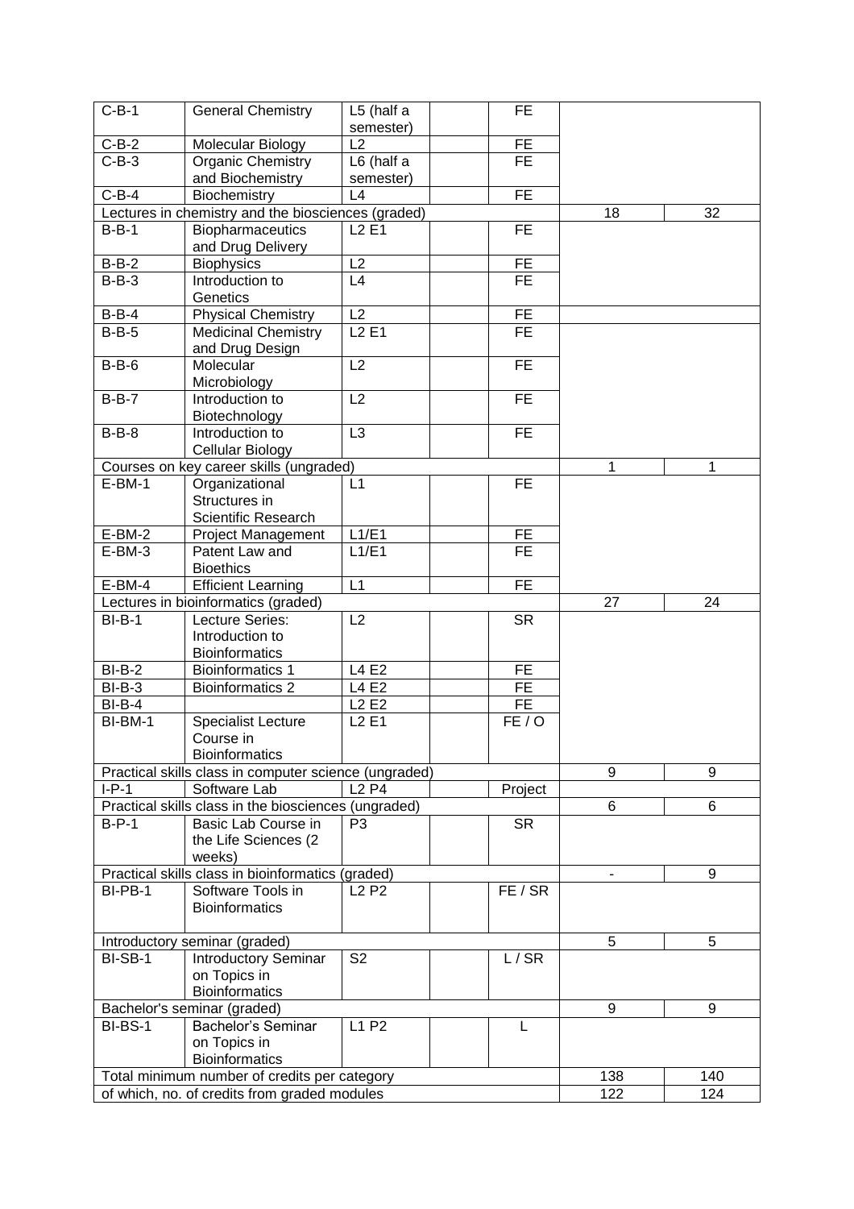| | | | | | | |
|---|---|---|---|---|---|---|
| C-B-1 | General Chemistry | L5 (half a semester) | | FE | | |
| C-B-2 | Molecular Biology | L2 | | FE | | |
| C-B-3 | Organic Chemistry and Biochemistry | L6 (half a semester) | | FE | | |
| C-B-4 | Biochemistry | L4 | | FE | | |
| Lectures in chemistry and the biosciences (graded) | | | | | 18 | 32 |
| B-B-1 | Biopharmaceutics and Drug Delivery | L2 E1 | | FE | | |
| B-B-2 | Biophysics | L2 | | FE | | |
| B-B-3 | Introduction to Genetics | L4 | | FE | | |
| B-B-4 | Physical Chemistry | L2 | | FE | | |
| B-B-5 | Medicinal Chemistry and Drug Design | L2 E1 | | FE | | |
| B-B-6 | Molecular Microbiology | L2 | | FE | | |
| B-B-7 | Introduction to Biotechnology | L2 | | FE | | |
| B-B-8 | Introduction to Cellular Biology | L3 | | FE | | |
| Courses on key career skills (ungraded) | | | | | 1 | 1 |
| E-BM-1 | Organizational Structures in Scientific Research | L1 | | FE | | |
| E-BM-2 | Project Management | L1/E1 | | FE | | |
| E-BM-3 | Patent Law and Bioethics | L1/E1 | | FE | | |
| E-BM-4 | Efficient Learning | L1 | | FE | | |
| Lectures in bioinformatics (graded) | | | | | 27 | 24 |
| BI-B-1 | Lecture Series: Introduction to Bioinformatics | L2 | | SR | | |
| BI-B-2 | Bioinformatics 1 | L4 E2 | | FE | | |
| BI-B-3 | Bioinformatics 2 | L4 E2 | | FE | | |
| BI-B-4 | | L2 E2 | | FE | | |
| BI-BM-1 | Specialist Lecture Course in Bioinformatics | L2 E1 | | FE / O | | |
| Practical skills class in computer science (ungraded) | | | | | 9 | 9 |
| I-P-1 | Software Lab | L2 P4 | | Project | | |
| Practical skills class in the biosciences (ungraded) | | | | | 6 | 6 |
| B-P-1 | Basic Lab Course in the Life Sciences (2 weeks) | P3 | | SR | | |
| Practical skills class in bioinformatics (graded) | | | | | - | 9 |
| BI-PB-1 | Software Tools in Bioinformatics | L2 P2 | | FE / SR | | |
| Introductory seminar (graded) | | | | | 5 | 5 |
| BI-SB-1 | Introductory Seminar on Topics in Bioinformatics | S2 | | L / SR | | |
| Bachelor's seminar (graded) | | | | | 9 | 9 |
| BI-BS-1 | Bachelor's Seminar on Topics in Bioinformatics | L1 P2 | | L | | |
| Total minimum number of credits per category | | | | | 138 | 140 |
| of which, no. of credits from graded modules | | | | | 122 | 124 |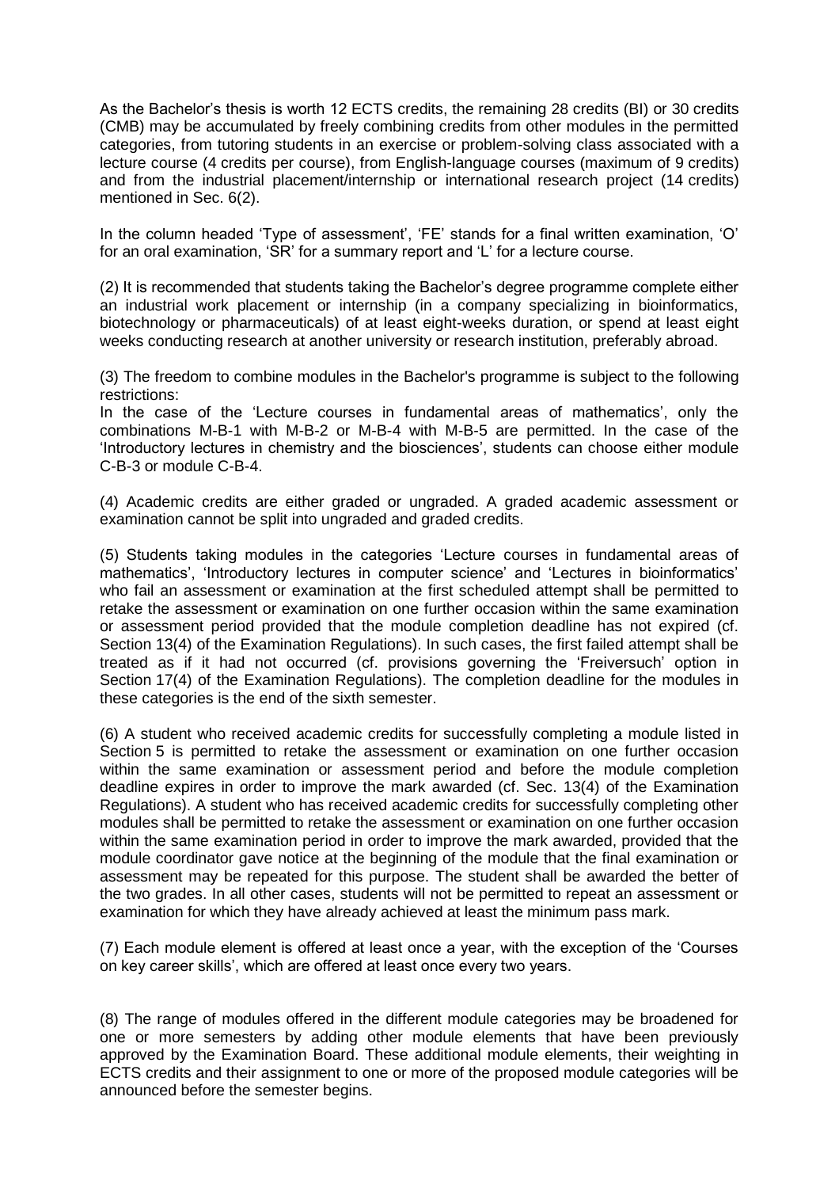As the Bachelor's thesis is worth 12 ECTS credits, the remaining 28 credits (BI) or 30 credits (CMB) may be accumulated by freely combining credits from other modules in the permitted categories, from tutoring students in an exercise or problem-solving class associated with a lecture course (4 credits per course), from English-language courses (maximum of 9 credits) and from the industrial placement/internship or international research project (14 credits) mentioned in Sec. 6(2).

In the column headed 'Type of assessment', 'FE' stands for a final written examination, 'O' for an oral examination, 'SR' for a summary report and 'L' for a lecture course.

(2) It is recommended that students taking the Bachelor's degree programme complete either an industrial work placement or internship (in a company specializing in bioinformatics, biotechnology or pharmaceuticals) of at least eight-weeks duration, or spend at least eight weeks conducting research at another university or research institution, preferably abroad.

(3) The freedom to combine modules in the Bachelor's programme is subject to the following restrictions:
In the case of the 'Lecture courses in fundamental areas of mathematics', only the combinations M-B-1 with M-B-2 or M-B-4 with M-B-5 are permitted. In the case of the 'Introductory lectures in chemistry and the biosciences', students can choose either module C-B-3 or module C-B-4.

(4) Academic credits are either graded or ungraded. A graded academic assessment or examination cannot be split into ungraded and graded credits.

(5) Students taking modules in the categories 'Lecture courses in fundamental areas of mathematics', 'Introductory lectures in computer science' and 'Lectures in bioinformatics' who fail an assessment or examination at the first scheduled attempt shall be permitted to retake the assessment or examination on one further occasion within the same examination or assessment period provided that the module completion deadline has not expired (cf. Section 13(4) of the Examination Regulations). In such cases, the first failed attempt shall be treated as if it had not occurred (cf. provisions governing the 'Freiversuch' option in Section 17(4) of the Examination Regulations). The completion deadline for the modules in these categories is the end of the sixth semester.

(6) A student who received academic credits for successfully completing a module listed in Section 5 is permitted to retake the assessment or examination on one further occasion within the same examination or assessment period and before the module completion deadline expires in order to improve the mark awarded (cf. Sec. 13(4) of the Examination Regulations). A student who has received academic credits for successfully completing other modules shall be permitted to retake the assessment or examination on one further occasion within the same examination period in order to improve the mark awarded, provided that the module coordinator gave notice at the beginning of the module that the final examination or assessment may be repeated for this purpose. The student shall be awarded the better of the two grades. In all other cases, students will not be permitted to repeat an assessment or examination for which they have already achieved at least the minimum pass mark.

(7) Each module element is offered at least once a year, with the exception of the 'Courses on key career skills', which are offered at least once every two years.

(8) The range of modules offered in the different module categories may be broadened for one or more semesters by adding other module elements that have been previously approved by the Examination Board. These additional module elements, their weighting in ECTS credits and their assignment to one or more of the proposed module categories will be announced before the semester begins.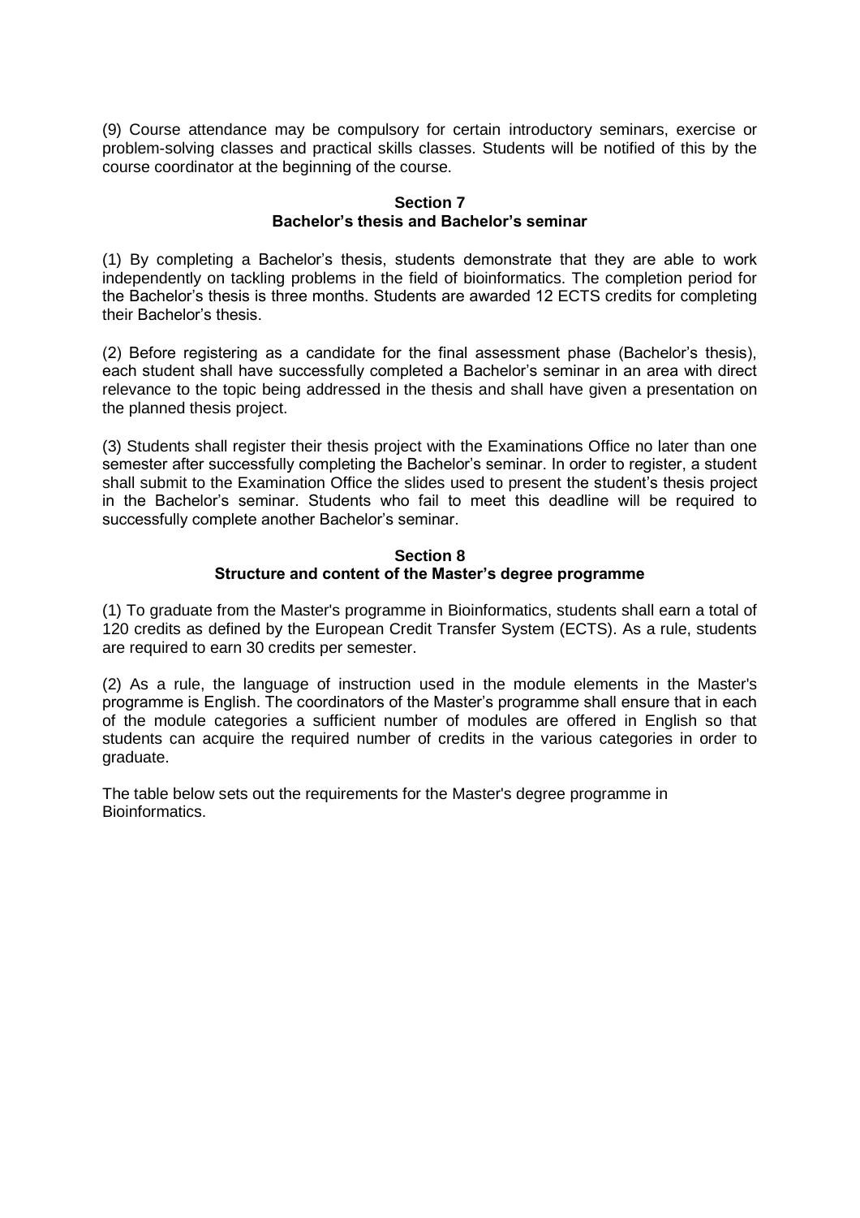(9) Course attendance may be compulsory for certain introductory seminars, exercise or problem-solving classes and practical skills classes. Students will be notified of this by the course coordinator at the beginning of the course.

## Section 7
## Bachelor's thesis and Bachelor's seminar

(1) By completing a Bachelor's thesis, students demonstrate that they are able to work independently on tackling problems in the field of bioinformatics. The completion period for the Bachelor's thesis is three months. Students are awarded 12 ECTS credits for completing their Bachelor's thesis.

(2) Before registering as a candidate for the final assessment phase (Bachelor's thesis), each student shall have successfully completed a Bachelor's seminar in an area with direct relevance to the topic being addressed in the thesis and shall have given a presentation on the planned thesis project.

(3) Students shall register their thesis project with the Examinations Office no later than one semester after successfully completing the Bachelor's seminar. In order to register, a student shall submit to the Examination Office the slides used to present the student's thesis project in the Bachelor's seminar. Students who fail to meet this deadline will be required to successfully complete another Bachelor's seminar.

## Section 8
## Structure and content of the Master's degree programme

(1) To graduate from the Master's programme in Bioinformatics, students shall earn a total of 120 credits as defined by the European Credit Transfer System (ECTS). As a rule, students are required to earn 30 credits per semester.

(2) As a rule, the language of instruction used in the module elements in the Master's programme is English. The coordinators of the Master's programme shall ensure that in each of the module categories a sufficient number of modules are offered in English so that students can acquire the required number of credits in the various categories in order to graduate.

The table below sets out the requirements for the Master's degree programme in Bioinformatics.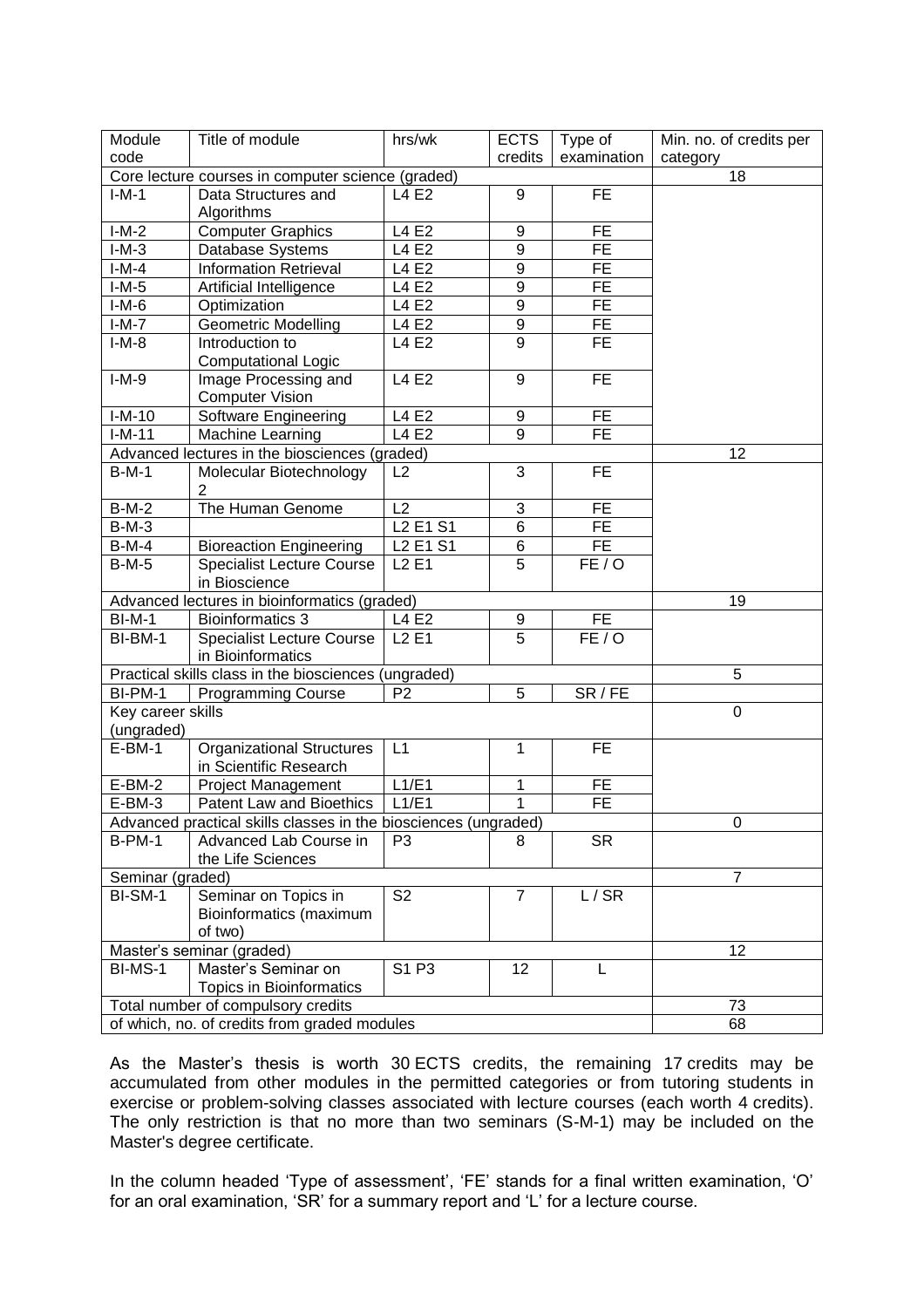| Module code | Title of module | hrs/wk | ECTS credits | Type of examination | Min. no. of credits per category |
|---|---|---|---|---|---|
| Core lecture courses in computer science (graded) | | | | | 18 |
| I-M-1 | Data Structures and Algorithms | L4 E2 | 9 | FE | |
| I-M-2 | Computer Graphics | L4 E2 | 9 | FE | |
| I-M-3 | Database Systems | L4 E2 | 9 | FE | |
| I-M-4 | Information Retrieval | L4 E2 | 9 | FE | |
| I-M-5 | Artificial Intelligence | L4 E2 | 9 | FE | |
| I-M-6 | Optimization | L4 E2 | 9 | FE | |
| I-M-7 | Geometric Modelling | L4 E2 | 9 | FE | |
| I-M-8 | Introduction to Computational Logic | L4 E2 | 9 | FE | |
| I-M-9 | Image Processing and Computer Vision | L4 E2 | 9 | FE | |
| I-M-10 | Software Engineering | L4 E2 | 9 | FE | |
| I-M-11 | Machine Learning | L4 E2 | 9 | FE | |
| Advanced lectures in the biosciences (graded) | | | | | 12 |
| B-M-1 | Molecular Biotechnology 2 | L2 | 3 | FE | |
| B-M-2 | The Human Genome | L2 | 3 | FE | |
| B-M-3 | | L2 E1 S1 | 6 | FE | |
| B-M-4 | Bioreaction Engineering | L2 E1 S1 | 6 | FE | |
| B-M-5 | Specialist Lecture Course in Bioscience | L2 E1 | 5 | FE / O | |
| Advanced lectures in bioinformatics (graded) | | | | | 19 |
| BI-M-1 | Bioinformatics 3 | L4 E2 | 9 | FE | |
| BI-BM-1 | Specialist Lecture Course in Bioinformatics | L2 E1 | 5 | FE / O | |
| Practical skills class in the biosciences (ungraded) | | | | | 5 |
| BI-PM-1 | Programming Course | P2 | 5 | SR / FE | |
| Key career skills (ungraded) | | | | | 0 |
| E-BM-1 | Organizational Structures in Scientific Research | L1 | 1 | FE | |
| E-BM-2 | Project Management | L1/E1 | 1 | FE | |
| E-BM-3 | Patent Law and Bioethics | L1/E1 | 1 | FE | |
| Advanced practical skills classes in the biosciences (ungraded) | | | | | 0 |
| B-PM-1 | Advanced Lab Course in the Life Sciences | P3 | 8 | SR | |
| Seminar (graded) | | | | | 7 |
| BI-SM-1 | Seminar on Topics in Bioinformatics (maximum of two) | S2 | 7 | L / SR | |
| Master's seminar (graded) | | | | | 12 |
| BI-MS-1 | Master's Seminar on Topics in Bioinformatics | S1 P3 | 12 | L | |
| Total number of compulsory credits | | | | | 73 |
| of which, no. of credits from graded modules | | | | | 68 |

As the Master's thesis is worth 30 ECTS credits, the remaining 17 credits may be accumulated from other modules in the permitted categories or from tutoring students in exercise or problem-solving classes associated with lecture courses (each worth 4 credits). The only restriction is that no more than two seminars (S-M-1) may be included on the Master's degree certificate.

In the column headed 'Type of assessment', 'FE' stands for a final written examination, 'O' for an oral examination, 'SR' for a summary report and 'L' for a lecture course.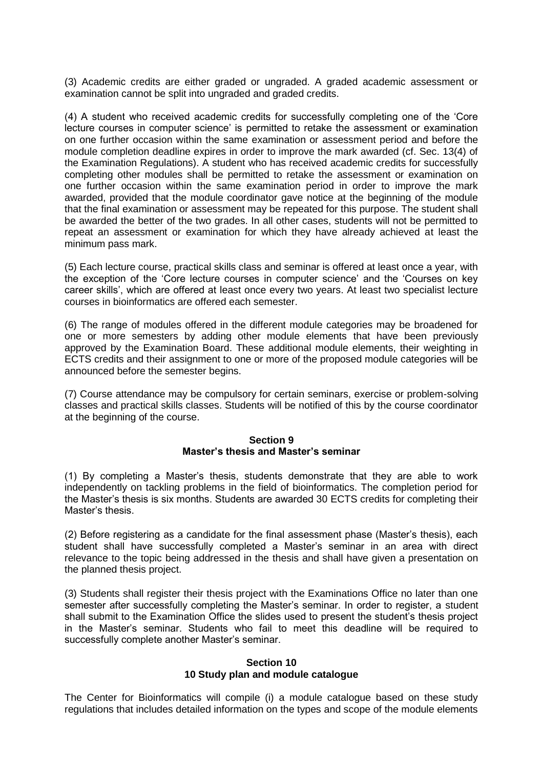(3) Academic credits are either graded or ungraded. A graded academic assessment or examination cannot be split into ungraded and graded credits.

(4) A student who received academic credits for successfully completing one of the 'Core lecture courses in computer science' is permitted to retake the assessment or examination on one further occasion within the same examination or assessment period and before the module completion deadline expires in order to improve the mark awarded (cf. Sec. 13(4) of the Examination Regulations). A student who has received academic credits for successfully completing other modules shall be permitted to retake the assessment or examination on one further occasion within the same examination period in order to improve the mark awarded, provided that the module coordinator gave notice at the beginning of the module that the final examination or assessment may be repeated for this purpose. The student shall be awarded the better of the two grades. In all other cases, students will not be permitted to repeat an assessment or examination for which they have already achieved at least the minimum pass mark.

(5) Each lecture course, practical skills class and seminar is offered at least once a year, with the exception of the 'Core lecture courses in computer science' and the 'Courses on key career skills', which are offered at least once every two years. At least two specialist lecture courses in bioinformatics are offered each semester.

(6) The range of modules offered in the different module categories may be broadened for one or more semesters by adding other module elements that have been previously approved by the Examination Board. These additional module elements, their weighting in ECTS credits and their assignment to one or more of the proposed module categories will be announced before the semester begins.

(7) Course attendance may be compulsory for certain seminars, exercise or problem-solving classes and practical skills classes. Students will be notified of this by the course coordinator at the beginning of the course.

## Section 9
## Master's thesis and Master's seminar

(1) By completing a Master's thesis, students demonstrate that they are able to work independently on tackling problems in the field of bioinformatics. The completion period for the Master's thesis is six months. Students are awarded 30 ECTS credits for completing their Master's thesis.

(2) Before registering as a candidate for the final assessment phase (Master's thesis), each student shall have successfully completed a Master's seminar in an area with direct relevance to the topic being addressed in the thesis and shall have given a presentation on the planned thesis project.

(3) Students shall register their thesis project with the Examinations Office no later than one semester after successfully completing the Master's seminar. In order to register, a student shall submit to the Examination Office the slides used to present the student's thesis project in the Master's seminar. Students who fail to meet this deadline will be required to successfully complete another Master's seminar.

## Section 10
## 10 Study plan and module catalogue

The Center for Bioinformatics will compile (i) a module catalogue based on these study regulations that includes detailed information on the types and scope of the module elements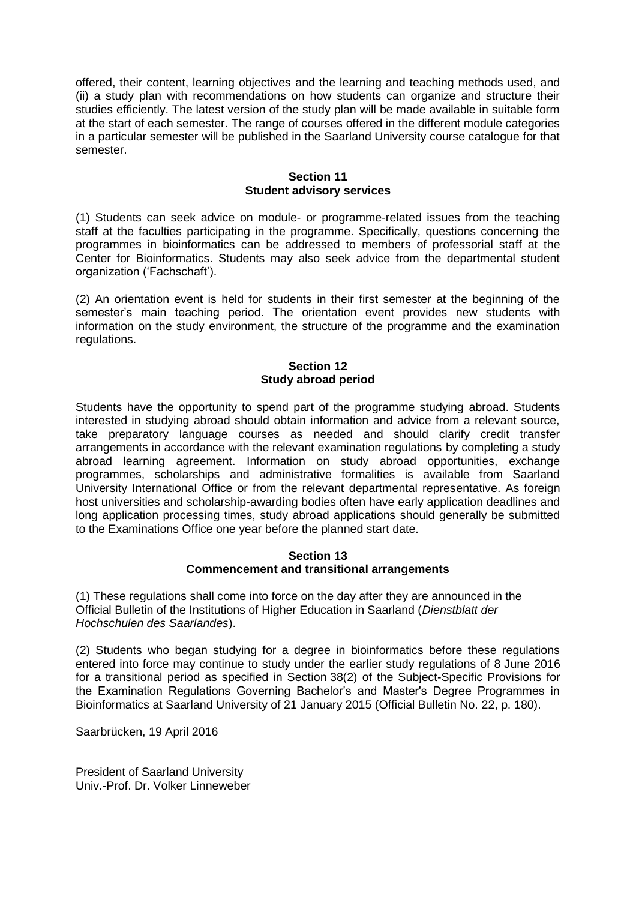offered, their content, learning objectives and the learning and teaching methods used, and (ii) a study plan with recommendations on how students can organize and structure their studies efficiently. The latest version of the study plan will be made available in suitable form at the start of each semester. The range of courses offered in the different module categories in a particular semester will be published in the Saarland University course catalogue for that semester.

## Section 11
## Student advisory services

(1) Students can seek advice on module- or programme-related issues from the teaching staff at the faculties participating in the programme. Specifically, questions concerning the programmes in bioinformatics can be addressed to members of professorial staff at the Center for Bioinformatics. Students may also seek advice from the departmental student organization ('Fachschaft').

(2) An orientation event is held for students in their first semester at the beginning of the semester's main teaching period. The orientation event provides new students with information on the study environment, the structure of the programme and the examination regulations.

## Section 12
## Study abroad period

Students have the opportunity to spend part of the programme studying abroad. Students interested in studying abroad should obtain information and advice from a relevant source, take preparatory language courses as needed and should clarify credit transfer arrangements in accordance with the relevant examination regulations by completing a study abroad learning agreement. Information on study abroad opportunities, exchange programmes, scholarships and administrative formalities is available from Saarland University International Office or from the relevant departmental representative. As foreign host universities and scholarship-awarding bodies often have early application deadlines and long application processing times, study abroad applications should generally be submitted to the Examinations Office one year before the planned start date.

## Section 13
## Commencement and transitional arrangements

(1) These regulations shall come into force on the day after they are announced in the Official Bulletin of the Institutions of Higher Education in Saarland (*Dienstblatt der Hochschulen des Saarlandes*).

(2) Students who began studying for a degree in bioinformatics before these regulations entered into force may continue to study under the earlier study regulations of 8 June 2016 for a transitional period as specified in Section 38(2) of the Subject-Specific Provisions for the Examination Regulations Governing Bachelor's and Master's Degree Programmes in Bioinformatics at Saarland University of 21 January 2015 (Official Bulletin No. 22, p. 180).

Saarbrücken, 19 April 2016

President of Saarland University
Univ.-Prof. Dr. Volker Linneweber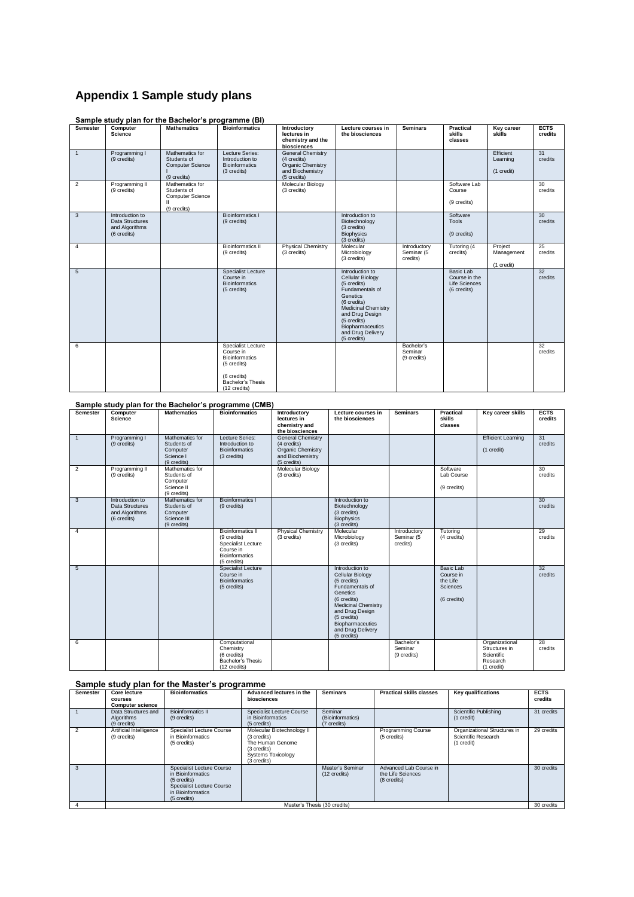# Appendix 1 Sample study plans

### Sample study plan for the Bachelor's programme (BI)

| Semester | Computer Science | Mathematics | Bioinformatics | Introductory lectures in chemistry and the biosciences | Lecture courses in the biosciences | Seminars | Practical skills classes | Key career skills | ECTS credits |
|---|---|---|---|---|---|---|---|---|---|
| 1 | Programming I (9 credits) | Mathematics for Students of Computer Science I (9 credits) | Lecture Series: Introduction to Bioinformatics (3 credits) | General Chemistry (4 credits) Organic Chemistry and Biochemistry (5 credits) | | | | Efficient Learning (1 credit) | 31 credits |
| 2 | Programming II (9 credits) | Mathematics for Students of Computer Science II (9 credits) | | Molecular Biology (3 credits) | | | Software Lab Course (9 credits) | | 30 credits |
| 3 | Introduction to Data Structures and Algorithms (6 credits) | | Bioinformatics I (9 credits) | | Introduction to Biotechnology (3 credits) Biophysics (3 credits) | | Software Tools (9 credits) | | 30 credits |
| 4 | | | Bioinformatics II (9 credits) | Physical Chemistry (3 credits) | Molecular Microbiology (3 credits) | Introductory Seminar (5 credits) | Tutoring (4 credits) | Project Management (1 credit) | 25 credits |
| 5 | | | Specialist Lecture Course in Bioinformatics (5 credits) | | Introduction to Cellular Biology (5 credits) Fundamentals of Genetics (6 credits) Medicinal Chemistry and Drug Design (5 credits) Biopharmaceutics and Drug Delivery (5 credits) | | Basic Lab Course in the Life Sciences (6 credits) | | 32 credits |
| 6 | | | Specialist Lecture Course in Bioinformatics (5 credits) (6 credits) Bachelor's Thesis (12 credits) | | | Bachelor's Seminar (9 credits) | | | 32 credits |

### Sample study plan for the Bachelor's programme (CMB)

| Semester | Computer Science | Mathematics | Bioinformatics | Introductory lectures in chemistry and the biosciences | Lecture courses in the biosciences | Seminars | Practical skills classes | Key career skills | ECTS credits |
|---|---|---|---|---|---|---|---|---|---|
| 1 | Programming I (9 credits) | Mathematics for Students of Computer Science I (9 credits) | Lecture Series: Introduction to Bioinformatics (3 credits) | General Chemistry (4 credits) Organic Chemistry and Biochemistry (5 credits) | | | | Efficient Learning (1 credit) | 31 credits |
| 2 | Programming II (9 credits) | Mathematics for Students of Computer Science II (9 credits) | | Molecular Biology (3 credits) | | | Software Lab Course (9 credits) | | 30 credits |
| 3 | Introduction to Data Structures and Algorithms (6 credits) | Mathematics for Students of Computer Science III (9 credits) | Bioinformatics I (9 credits) | | Introduction to Biotechnology (3 credits) Biophysics (3 credits) | | | | 30 credits |
| 4 | | | Bioinformatics II (9 credits) Specialist Lecture Course in Bioinformatics (5 credits) | Physical Chemistry (3 credits) | Molecular Microbiology (3 credits) | Introductory Seminar (5 credits) | Tutoring (4 credits) | | 29 credits |
| 5 | | | Specialist Lecture Course in Bioinformatics (5 credits) | | Introduction to Cellular Biology (5 credits) Fundamentals of Genetics (6 credits) Medicinal Chemistry and Drug Design (5 credits) Biopharmaceutics and Drug Delivery (5 credits) | | Basic Lab Course in the Life Sciences (6 credits) | | 32 credits |
| 6 | | | Computational Chemistry (6 credits) Bachelor's Thesis (12 credits) | | | Bachelor's Seminar (9 credits) | | Organizational Structures in Scientific Research (1 credit) | 28 credits |

### Sample study plan for the Master's programme

| Semester | Core lecture courses Computer science | Bioinformatics | Advanced lectures in the biosciences | Seminars | Practical skills classes | Key qualifications | ECTS credits |
|---|---|---|---|---|---|---|---|
| 1 | Data Structures and Algorithms (9 credits) | Bioinformatics II (9 credits) | Specialist Lecture Course in Bioinformatics (5 credits) | Seminar (Bioinformatics) (7 credits) | | Scientific Publishing (1 credit) | 31 credits |
| 2 | Artificial Intelligence (9 credits) | Specialist Lecture Course in Bioinformatics (5 credits) | Molecular Biotechnology II (3 credits) The Human Genome (3 credits) Systems Toxicology (3 credits) | | Programming Course (5 credits) | Organizational Structures in Scientific Research (1 credit) | 29 credits |
| 3 | | Specialist Lecture Course in Bioinformatics (5 credits) Specialist Lecture Course in Bioinformatics (5 credits) | | Master's Seminar (12 credits) | Advanced Lab Course in the Life Sciences (8 credits) | | 30 credits |
| 4 | Master's Thesis (30 credits) | | | | | | 30 credits |